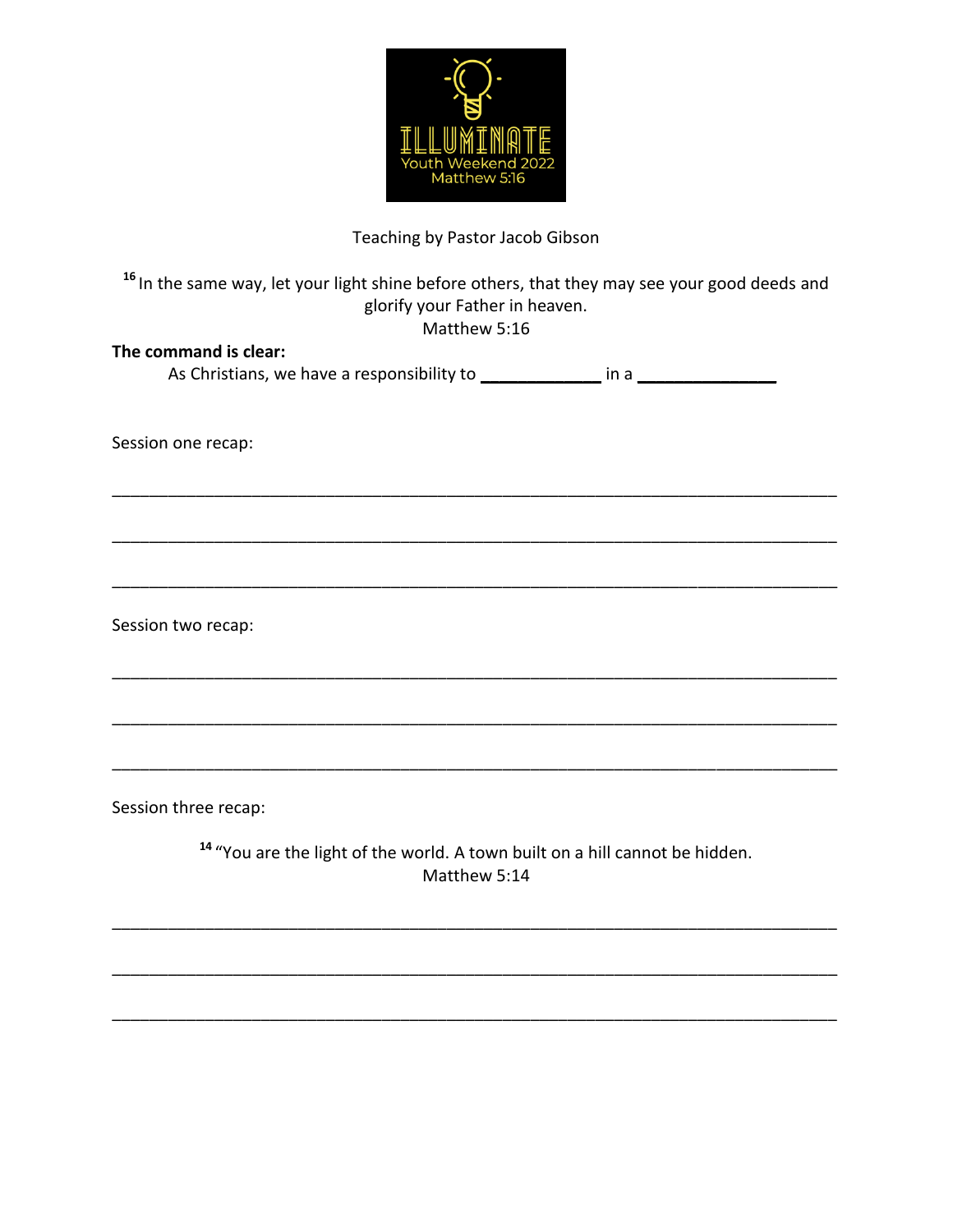ILLUMINATE
Youth Weekend 2022
Matthew 5:16

Teaching by Pastor Jacob Gibson

[16] In the same way, let your light shine before others, that they may see your good deeds and glorify your Father in heaven.
Matthew 5:16

**The command is clear:**

As Christians, we have a responsibility to ____________ in a ______________

Session one recap:

______________________________________________________________________________

______________________________________________________________________________

______________________________________________________________________________

Session two recap:

______________________________________________________________________________

______________________________________________________________________________

______________________________________________________________________________

Session three recap:

[14] "You are the light of the world. A town built on a hill cannot be hidden.
Matthew 5:14

______________________________________________________________________________

______________________________________________________________________________

______________________________________________________________________________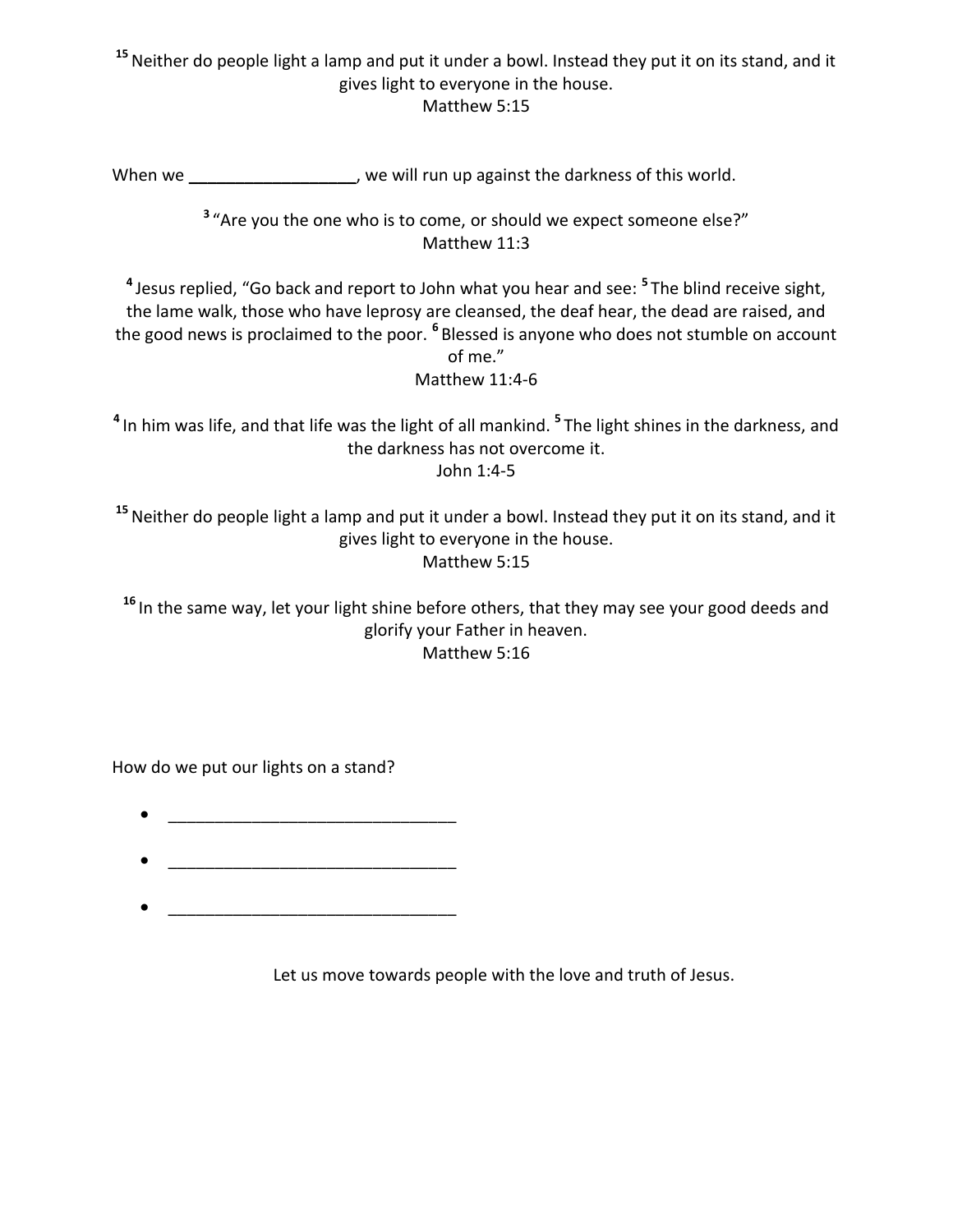[15] Neither do people light a lamp and put it under a bowl. Instead they put it on its stand, and it gives light to everyone in the house.
Matthew 5:15

When we __________________, we will run up against the darkness of this world.

[3] "Are you the one who is to come, or should we expect someone else?"
Matthew 11:3

[4] Jesus replied, "Go back and report to John what you hear and see: [5] The blind receive sight, the lame walk, those who have leprosy are cleansed, the deaf hear, the dead are raised, and the good news is proclaimed to the poor. [6] Blessed is anyone who does not stumble on account of me."
Matthew 11:4-6

[4] In him was life, and that life was the light of all mankind. [5] The light shines in the darkness, and the darkness has not overcome it.
John 1:4-5

[15] Neither do people light a lamp and put it under a bowl. Instead they put it on its stand, and it gives light to everyone in the house.
Matthew 5:15

[16] In the same way, let your light shine before others, that they may see your good deeds and glorify your Father in heaven.
Matthew 5:16

How do we put our lights on a stand?

- _______________________________
- _______________________________
- _______________________________

Let us move towards people with the love and truth of Jesus.